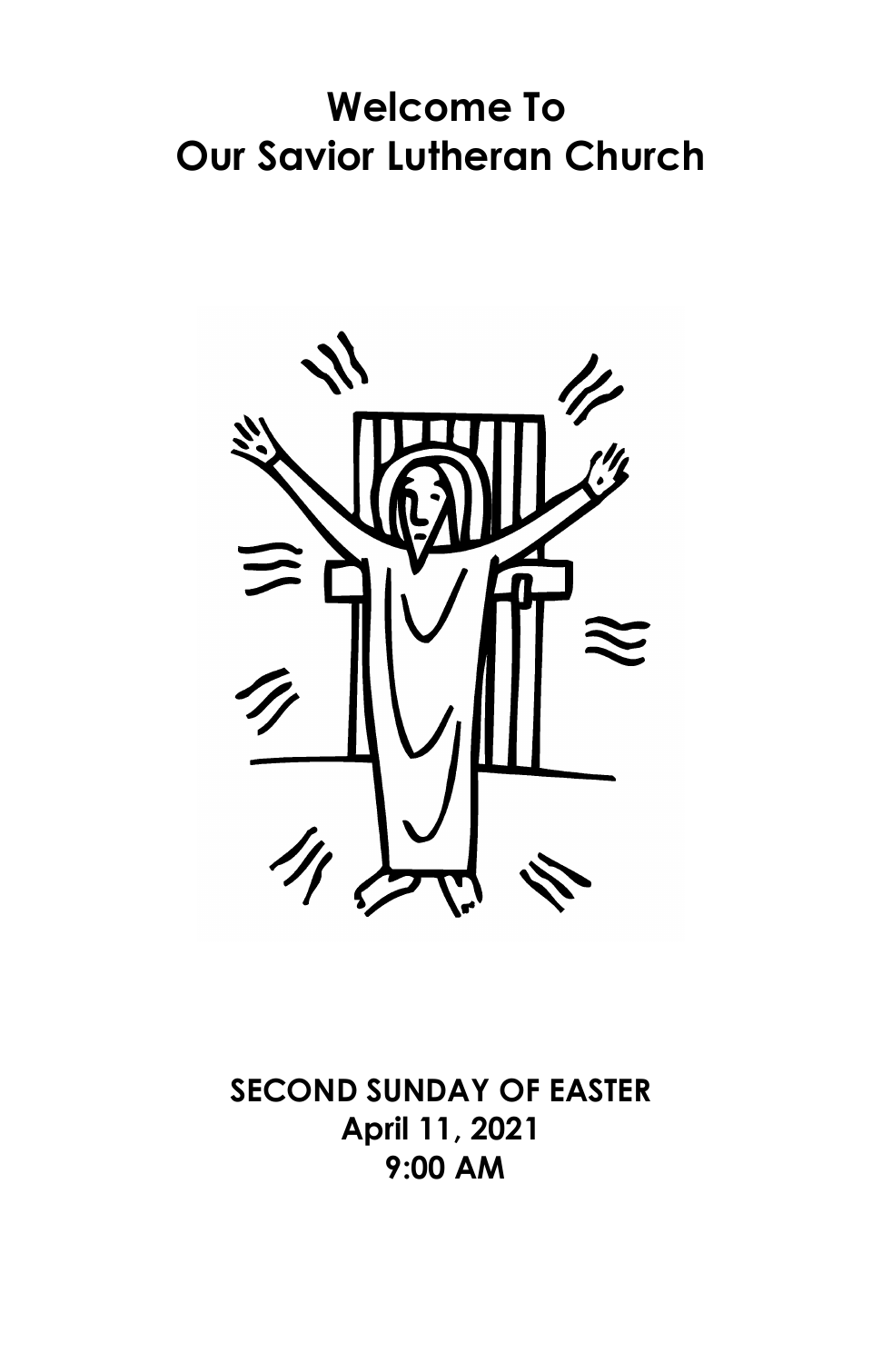# Welcome To
# Our Savior Lutheran Church

**SECOND SUNDAY OF EASTER**
**April 11, 2021**
**9:00 AM**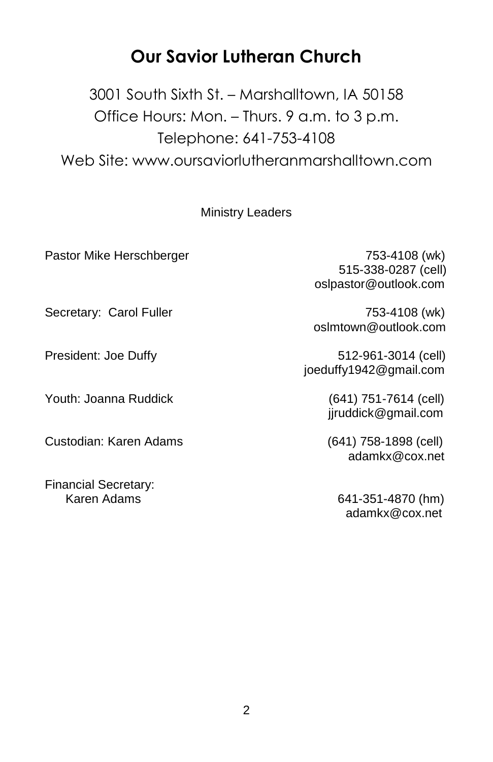# Our Savior Lutheran Church

3001 South Sixth St. – Marshalltown, IA 50158
Office Hours: Mon. – Thurs. 9 a.m. to 3 p.m.
Telephone: 641-753-4108
Web Site: www.oursaviorlutheranmarshalltown.com

## Ministry Leaders

Pastor Mike Herschberger
753-4108 (wk)
515-338-0287 (cell)
oslpastor@outlook.com

Secretary: Carol Fuller
753-4108 (wk)
oslmtown@outlook.com

President: Joe Duffy
512-961-3014 (cell)
joeduffy1942@gmail.com

Youth: Joanna Ruddick
(641) 751-7614 (cell)
jjruddick@gmail.com

Custodian: Karen Adams
(641) 758-1898 (cell)
adamkx@cox.net

Financial Secretary:
Karen Adams
641-351-4870 (hm)
adamkx@cox.net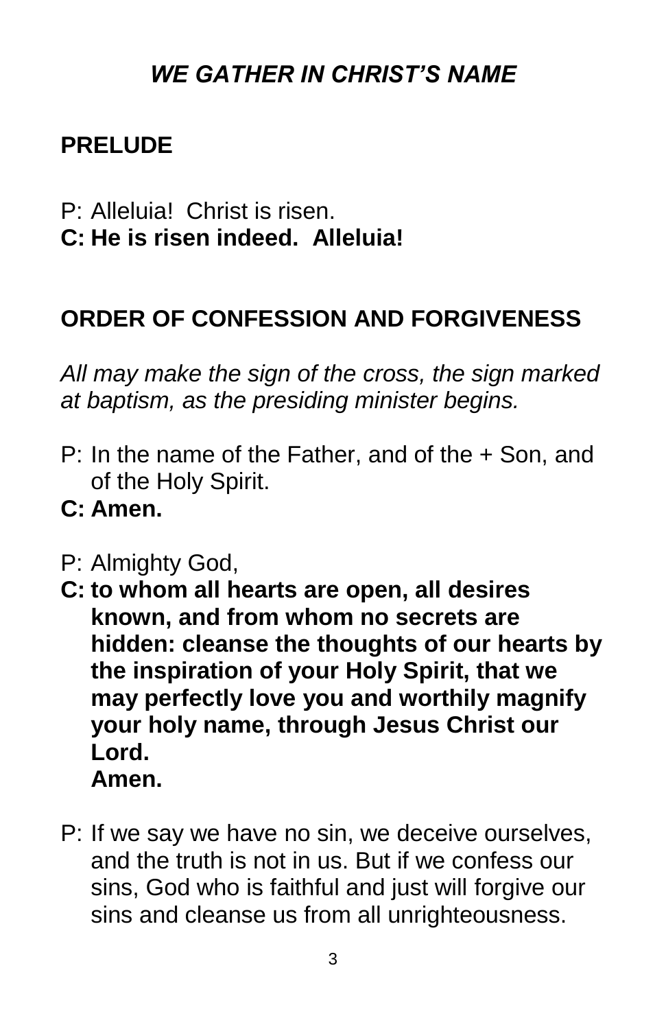# *WE GATHER IN CHRIST'S NAME*

## PRELUDE

P: Alleluia! Christ is risen.
**C: He is risen indeed. Alleluia!**

## ORDER OF CONFESSION AND FORGIVENESS

*All may make the sign of the cross, the sign marked at baptism, as the presiding minister begins.*

P: In the name of the Father, and of the + Son, and of the Holy Spirit.
**C: Amen.**

P: Almighty God,
**C: to whom all hearts are open, all desires known, and from whom no secrets are hidden: cleanse the thoughts of our hearts by the inspiration of your Holy Spirit, that we may perfectly love you and worthily magnify your holy name, through Jesus Christ our Lord.**
**Amen.**

P: If we say we have no sin, we deceive ourselves, and the truth is not in us. But if we confess our sins, God who is faithful and just will forgive our sins and cleanse us from all unrighteousness.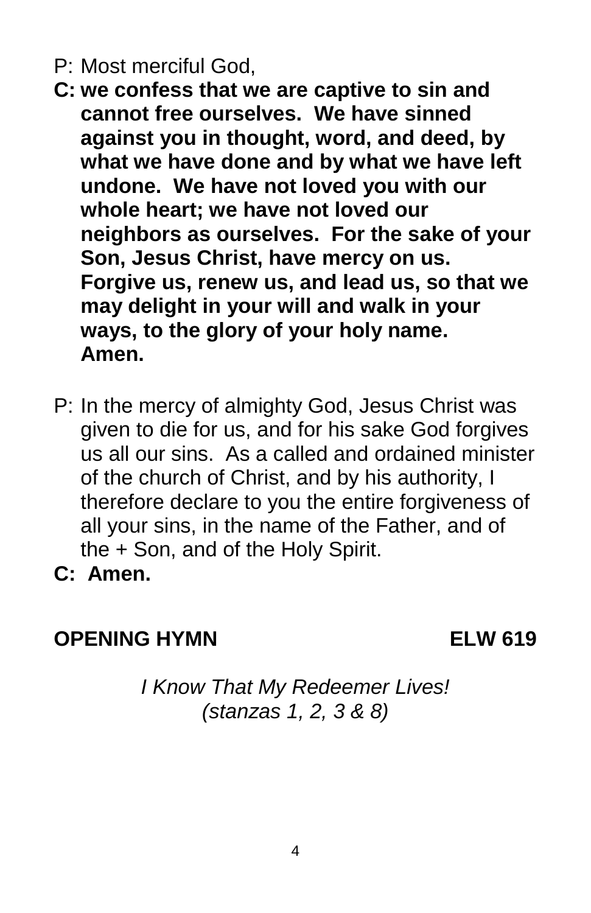P: Most merciful God,

**C: we confess that we are captive to sin and cannot free ourselves. We have sinned against you in thought, word, and deed, by what we have done and by what we have left undone. We have not loved you with our whole heart; we have not loved our neighbors as ourselves. For the sake of your Son, Jesus Christ, have mercy on us. Forgive us, renew us, and lead us, so that we may delight in your will and walk in your ways, to the glory of your holy name. Amen.**

P: In the mercy of almighty God, Jesus Christ was given to die for us, and for his sake God forgives us all our sins. As a called and ordained minister of the church of Christ, and by his authority, I therefore declare to you the entire forgiveness of all your sins, in the name of the Father, and of the + Son, and of the Holy Spirit.

**C: Amen.**

**OPENING HYMN** **ELW 619**

*I Know That My Redeemer Lives!*
*(stanzas 1, 2, 3 & 8)*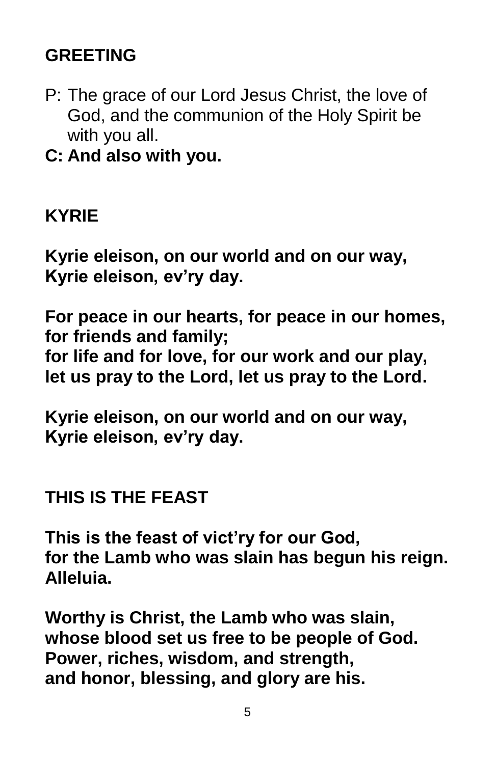## GREETING

P: The grace of our Lord Jesus Christ, the love of God, and the communion of the Holy Spirit be with you all.

**C: And also with you.**

## KYRIE

**Kyrie eleison, on our world and on our way,**
**Kyrie eleison, ev'ry day.**

**For peace in our hearts, for peace in our homes,**
**for friends and family;**
**for life and for love, for our work and our play,**
**let us pray to the Lord, let us pray to the Lord.**

**Kyrie eleison, on our world and on our way,**
**Kyrie eleison, ev'ry day.**

## THIS IS THE FEAST

**This is the feast of vict'ry for our God,**
**for the Lamb who was slain has begun his reign.**
**Alleluia.**

**Worthy is Christ, the Lamb who was slain,**
**whose blood set us free to be people of God.**
**Power, riches, wisdom, and strength,**
**and honor, blessing, and glory are his.**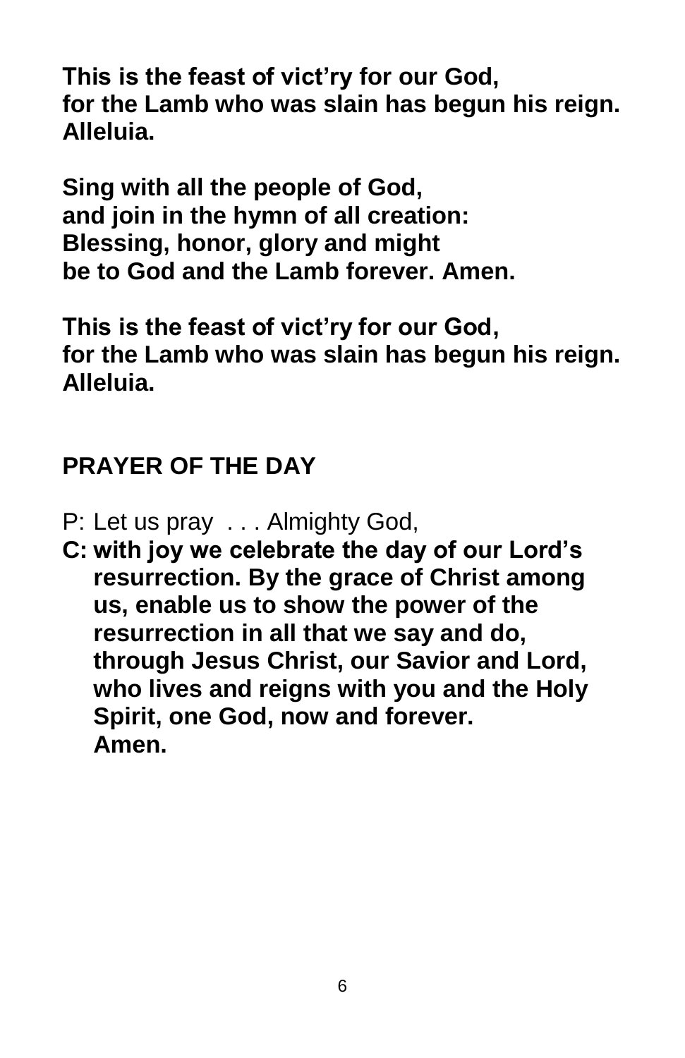**This is the feast of vict'ry for our God,**
**for the Lamb who was slain has begun his reign.**
**Alleluia.**

**Sing with all the people of God,**
**and join in the hymn of all creation:**
**Blessing, honor, glory and might**
**be to God and the Lamb forever. Amen.**

**This is the feast of vict'ry for our God,**
**for the Lamb who was slain has begun his reign.**
**Alleluia.**

## PRAYER OF THE DAY

P: Let us pray . . . Almighty God,

**C: with joy we celebrate the day of our Lord's resurrection. By the grace of Christ among us, enable us to show the power of the resurrection in all that we say and do, through Jesus Christ, our Savior and Lord, who lives and reigns with you and the Holy Spirit, one God, now and forever. Amen.**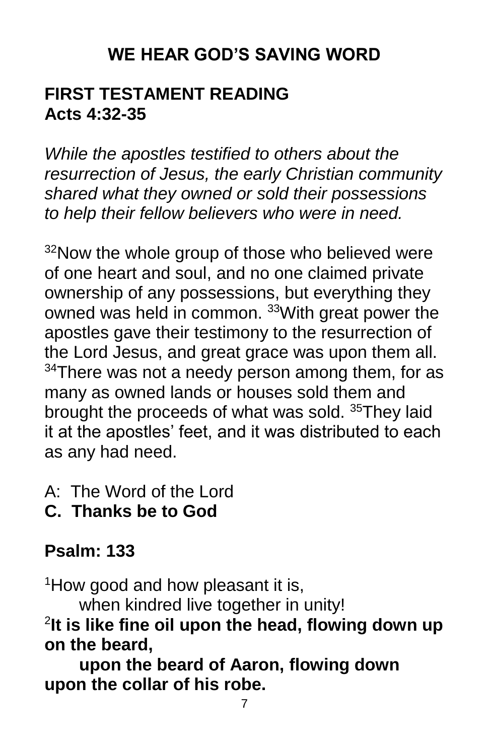# WE HEAR GOD'S SAVING WORD

## FIRST TESTAMENT READING
## Acts 4:32-35

*While the apostles testified to others about the resurrection of Jesus, the early Christian community shared what they owned or sold their possessions to help their fellow believers who were in need.*

[32]Now the whole group of those who believed were of one heart and soul, and no one claimed private ownership of any possessions, but everything they owned was held in common. [33]With great power the apostles gave their testimony to the resurrection of the Lord Jesus, and great grace was upon them all. [34]There was not a needy person among them, for as many as owned lands or houses sold them and brought the proceeds of what was sold. [35]They laid it at the apostles' feet, and it was distributed to each as any had need.

A: The Word of the Lord
**C. Thanks be to God**

## Psalm: 133

[1]How good and how pleasant it is,
when kindred live together in unity!
[2]**It is like fine oil upon the head, flowing down up on the beard,**
**upon the beard of Aaron, flowing down upon the collar of his robe.**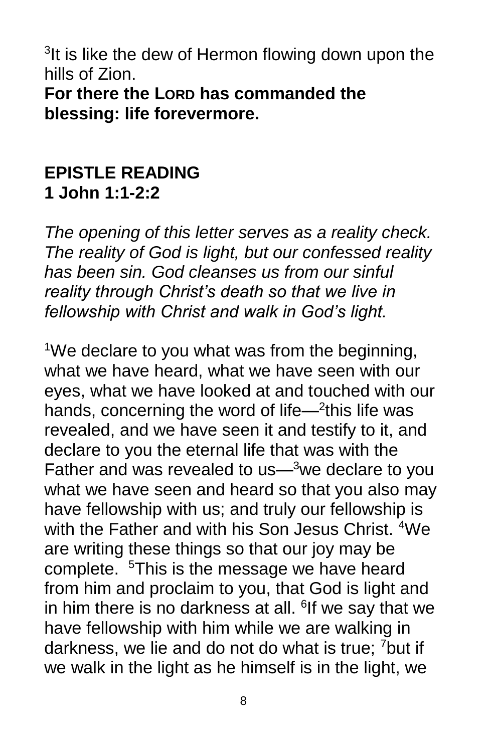[3]It is like the dew of Hermon flowing down upon the hills of Zion.
**For there the LORD has commanded the blessing: life forevermore.**

## EPISTLE READING
## 1 John 1:1-2:2

*The opening of this letter serves as a reality check. The reality of God is light, but our confessed reality has been sin. God cleanses us from our sinful reality through Christ's death so that we live in fellowship with Christ and walk in God's light.*

[1]We declare to you what was from the beginning, what we have heard, what we have seen with our eyes, what we have looked at and touched with our hands, concerning the word of life—[2]this life was revealed, and we have seen it and testify to it, and declare to you the eternal life that was with the Father and was revealed to us—[3]we declare to you what we have seen and heard so that you also may have fellowship with us; and truly our fellowship is with the Father and with his Son Jesus Christ. [4]We are writing these things so that our joy may be complete. [5]This is the message we have heard from him and proclaim to you, that God is light and in him there is no darkness at all. [6]If we say that we have fellowship with him while we are walking in darkness, we lie and do not do what is true; [7]but if we walk in the light as he himself is in the light, we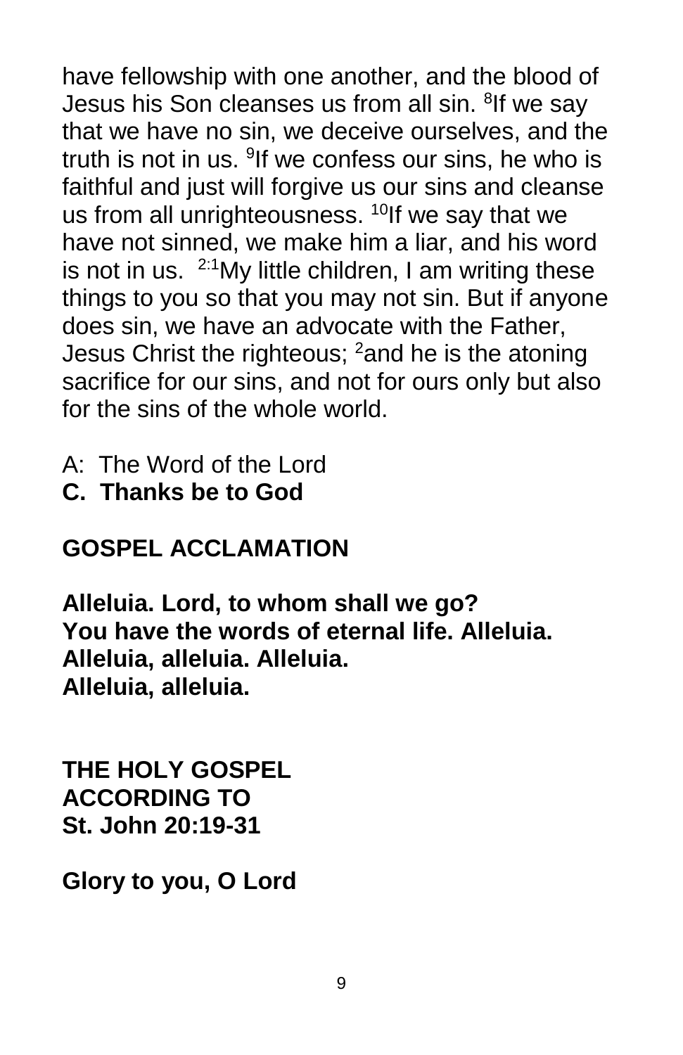have fellowship with one another, and the blood of Jesus his Son cleanses us from all sin. [8]If we say that we have no sin, we deceive ourselves, and the truth is not in us. [9]If we confess our sins, he who is faithful and just will forgive us our sins and cleanse us from all unrighteousness. [10]If we say that we have not sinned, we make him a liar, and his word is not in us. [2:1]My little children, I am writing these things to you so that you may not sin. But if anyone does sin, we have an advocate with the Father, Jesus Christ the righteous; [2]and he is the atoning sacrifice for our sins, and not for ours only but also for the sins of the whole world.

A: The Word of the Lord
**C. Thanks be to God**

**GOSPEL ACCLAMATION**

**Alleluia. Lord, to whom shall we go?**
**You have the words of eternal life. Alleluia.**
**Alleluia, alleluia. Alleluia.**
**Alleluia, alleluia.**

**THE HOLY GOSPEL**
**ACCORDING TO**
**St. John 20:19-31**

**Glory to you, O Lord**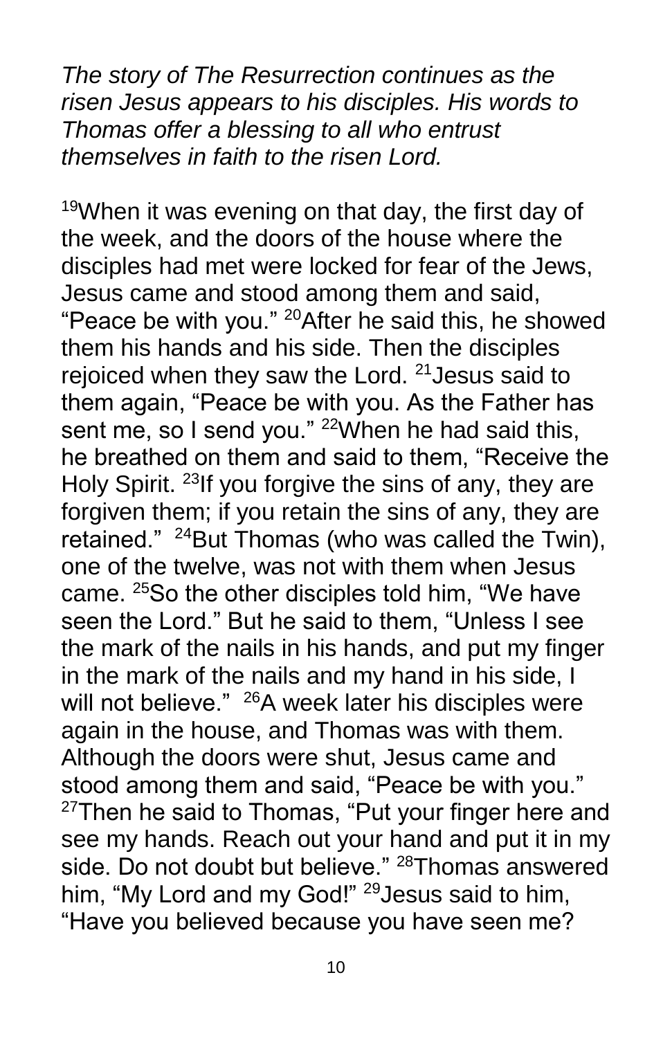*The story of The Resurrection continues as the risen Jesus appears to his disciples. His words to Thomas offer a blessing to all who entrust themselves in faith to the risen Lord.*

[19]When it was evening on that day, the first day of the week, and the doors of the house where the disciples had met were locked for fear of the Jews, Jesus came and stood among them and said, "Peace be with you." [20]After he said this, he showed them his hands and his side. Then the disciples rejoiced when they saw the Lord. [21]Jesus said to them again, "Peace be with you. As the Father has sent me, so I send you." [22]When he had said this, he breathed on them and said to them, "Receive the Holy Spirit. [23]If you forgive the sins of any, they are forgiven them; if you retain the sins of any, they are retained." [24]But Thomas (who was called the Twin), one of the twelve, was not with them when Jesus came. [25]So the other disciples told him, "We have seen the Lord." But he said to them, "Unless I see the mark of the nails in his hands, and put my finger in the mark of the nails and my hand in his side, I will not believe." [26]A week later his disciples were again in the house, and Thomas was with them. Although the doors were shut, Jesus came and stood among them and said, "Peace be with you." [27]Then he said to Thomas, "Put your finger here and see my hands. Reach out your hand and put it in my side. Do not doubt but believe." [28]Thomas answered him, "My Lord and my God!" [29]Jesus said to him, "Have you believed because you have seen me?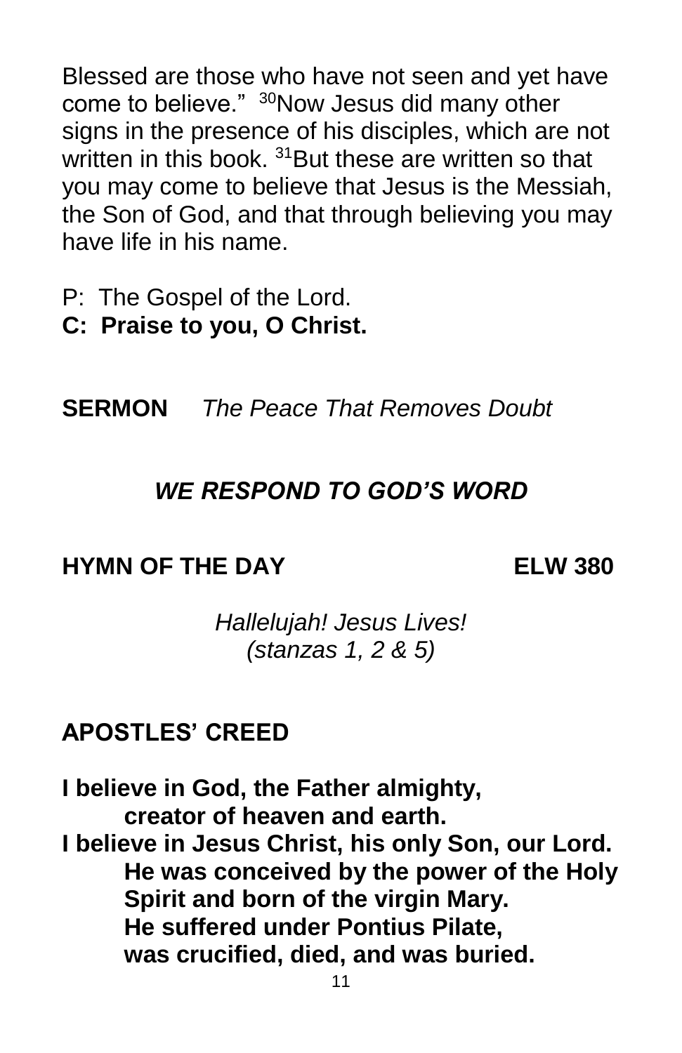Blessed are those who have not seen and yet have come to believe." [30]Now Jesus did many other signs in the presence of his disciples, which are not written in this book. [31]But these are written so that you may come to believe that Jesus is the Messiah, the Son of God, and that through believing you may have life in his name.

P: The Gospel of the Lord.
**C: Praise to you, O Christ.**

**SERMON** *The Peace That Removes Doubt*

## *WE RESPOND TO GOD'S WORD*

**HYMN OF THE DAY** **ELW 380**

*Hallelujah! Jesus Lives!*
*(stanzas 1, 2 & 5)*

**APOSTLES' CREED**

**I believe in God, the Father almighty,**
**creator of heaven and earth.**
**I believe in Jesus Christ, his only Son, our Lord.**
**He was conceived by the power of the Holy Spirit and born of the virgin Mary.**
**He suffered under Pontius Pilate,**
**was crucified, died, and was buried.**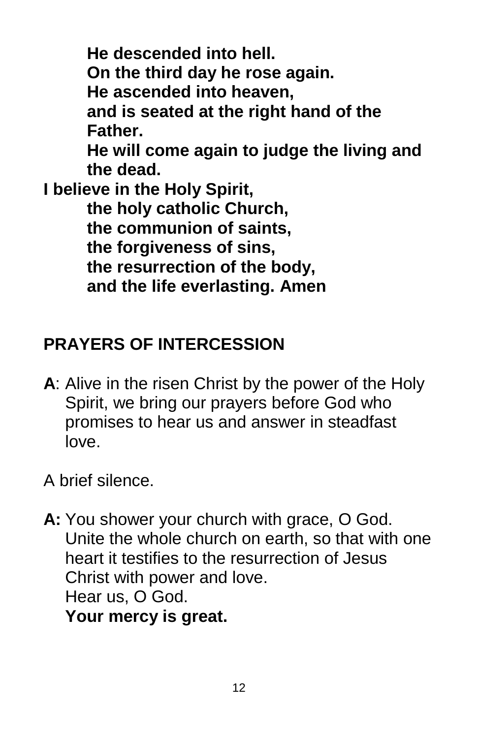**He descended into hell.**
**On the third day he rose again.**
**He ascended into heaven,**
**and is seated at the right hand of the Father.**
**He will come again to judge the living and the dead.**

**I believe in the Holy Spirit,**
**the holy catholic Church,**
**the communion of saints,**
**the forgiveness of sins,**
**the resurrection of the body,**
**and the life everlasting. Amen**

## PRAYERS OF INTERCESSION

**A**: Alive in the risen Christ by the power of the Holy Spirit, we bring our prayers before God who promises to hear us and answer in steadfast love.

A brief silence.

**A:** You shower your church with grace, O God. Unite the whole church on earth, so that with one heart it testifies to the resurrection of Jesus Christ with power and love.
Hear us, O God.
**Your mercy is great.**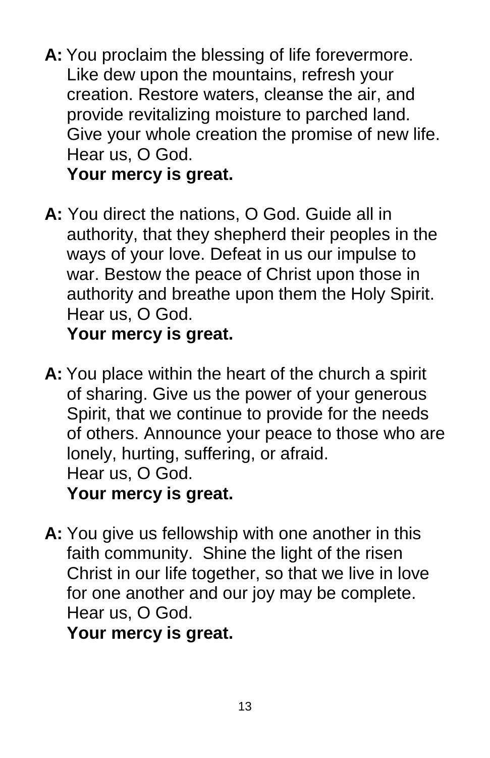**A:** You proclaim the blessing of life forevermore. Like dew upon the mountains, refresh your creation. Restore waters, cleanse the air, and provide revitalizing moisture to parched land. Give your whole creation the promise of new life. Hear us, O God.
**Your mercy is great.**

**A:** You direct the nations, O God. Guide all in authority, that they shepherd their peoples in the ways of your love. Defeat in us our impulse to war. Bestow the peace of Christ upon those in authority and breathe upon them the Holy Spirit. Hear us, O God.
**Your mercy is great.**

**A:** You place within the heart of the church a spirit of sharing. Give us the power of your generous Spirit, that we continue to provide for the needs of others. Announce your peace to those who are lonely, hurting, suffering, or afraid.
Hear us, O God.
**Your mercy is great.**

**A:** You give us fellowship with one another in this faith community. Shine the light of the risen Christ in our life together, so that we live in love for one another and our joy may be complete.
Hear us, O God.
**Your mercy is great.**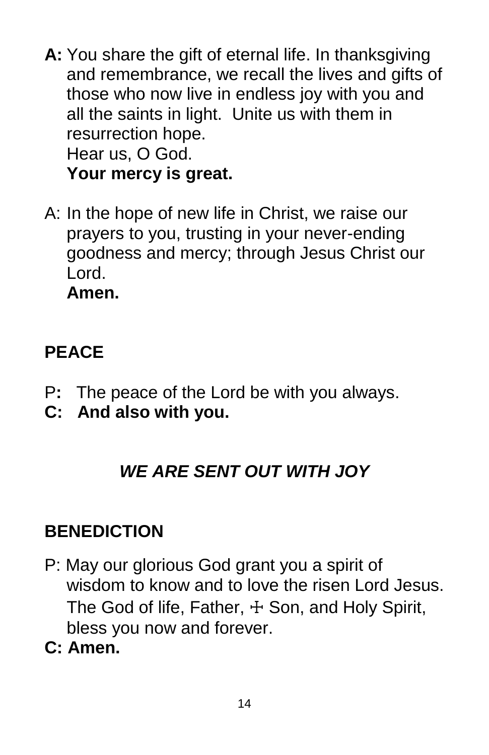**A:** You share the gift of eternal life. In thanksgiving and remembrance, we recall the lives and gifts of those who now live in endless joy with you and all the saints in light. Unite us with them in resurrection hope.
Hear us, O God.
**Your mercy is great.**

A: In the hope of new life in Christ, we raise our prayers to you, trusting in your never-ending goodness and mercy; through Jesus Christ our Lord.
**Amen.**

## PEACE

P**:** The peace of the Lord be with you always.
**C: And also with you.**

## *WE ARE SENT OUT WITH JOY*

## BENEDICTION

P: May our glorious God grant you a spirit of wisdom to know and to love the risen Lord Jesus. The God of life, Father, ☩ Son, and Holy Spirit, bless you now and forever.
**C: Amen.**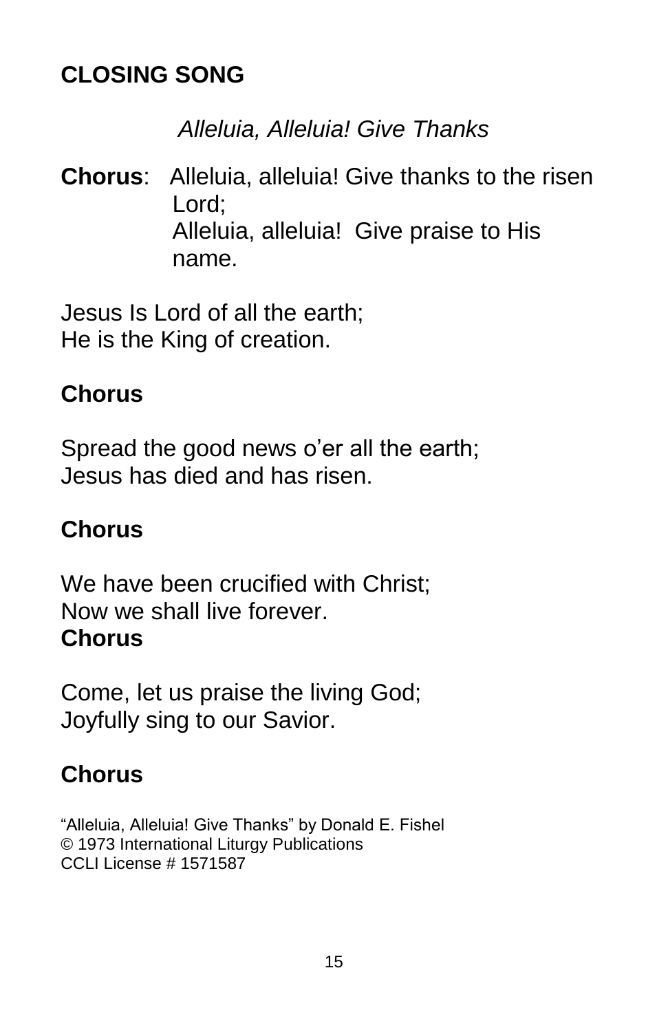## CLOSING SONG

*Alleluia, Alleluia! Give Thanks*

**Chorus**: Alleluia, alleluia! Give thanks to the risen Lord;
Alleluia, alleluia! Give praise to His name.

Jesus Is Lord of all the earth;
He is the King of creation.

**Chorus**

Spread the good news o'er all the earth;
Jesus has died and has risen.

**Chorus**

We have been crucified with Christ;
Now we shall live forever.
**Chorus**

Come, let us praise the living God;
Joyfully sing to our Savior.

**Chorus**

"Alleluia, Alleluia! Give Thanks" by Donald E. Fishel
© 1973 International Liturgy Publications
CCLI License # 1571587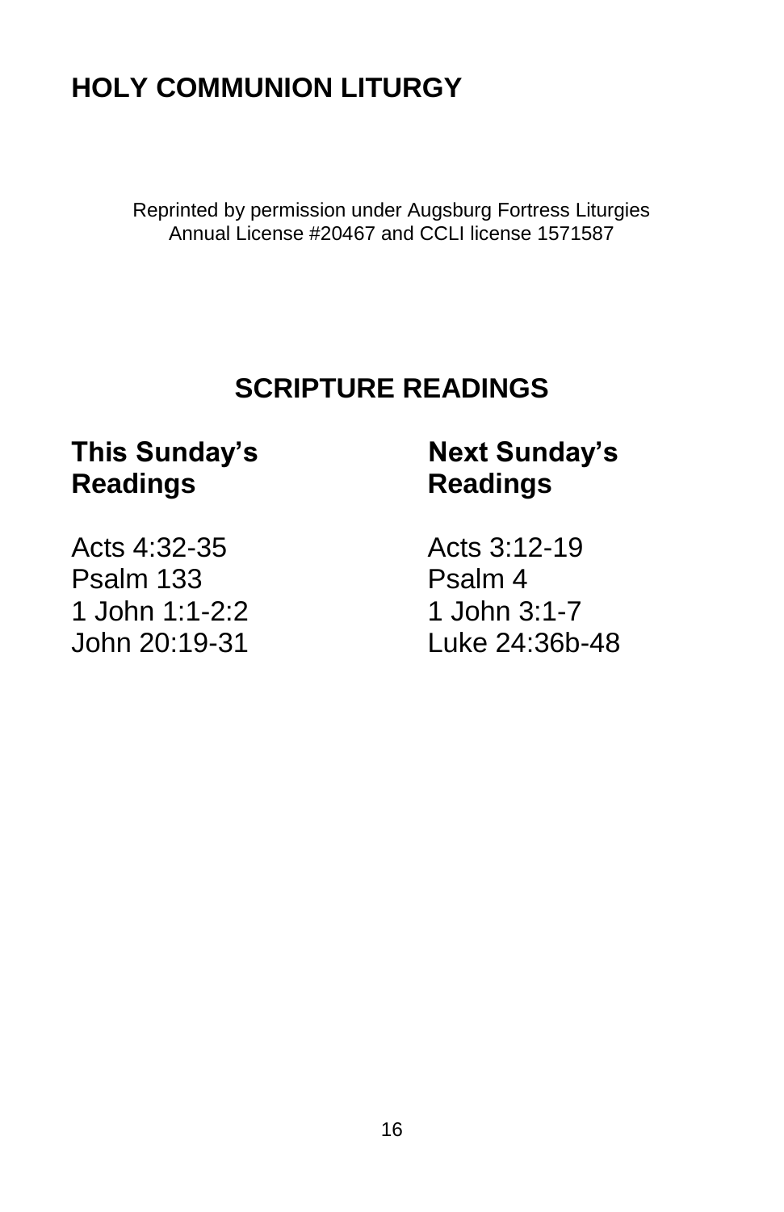# HOLY COMMUNION LITURGY

Reprinted by permission under Augsburg Fortress Liturgies Annual License #20467 and CCLI license 1571587

## SCRIPTURE READINGS

### This Sunday's Readings

Acts 4:32-35
Psalm 133
1 John 1:1-2:2
John 20:19-31

### Next Sunday's Readings

Acts 3:12-19
Psalm 4
1 John 3:1-7
Luke 24:36b-48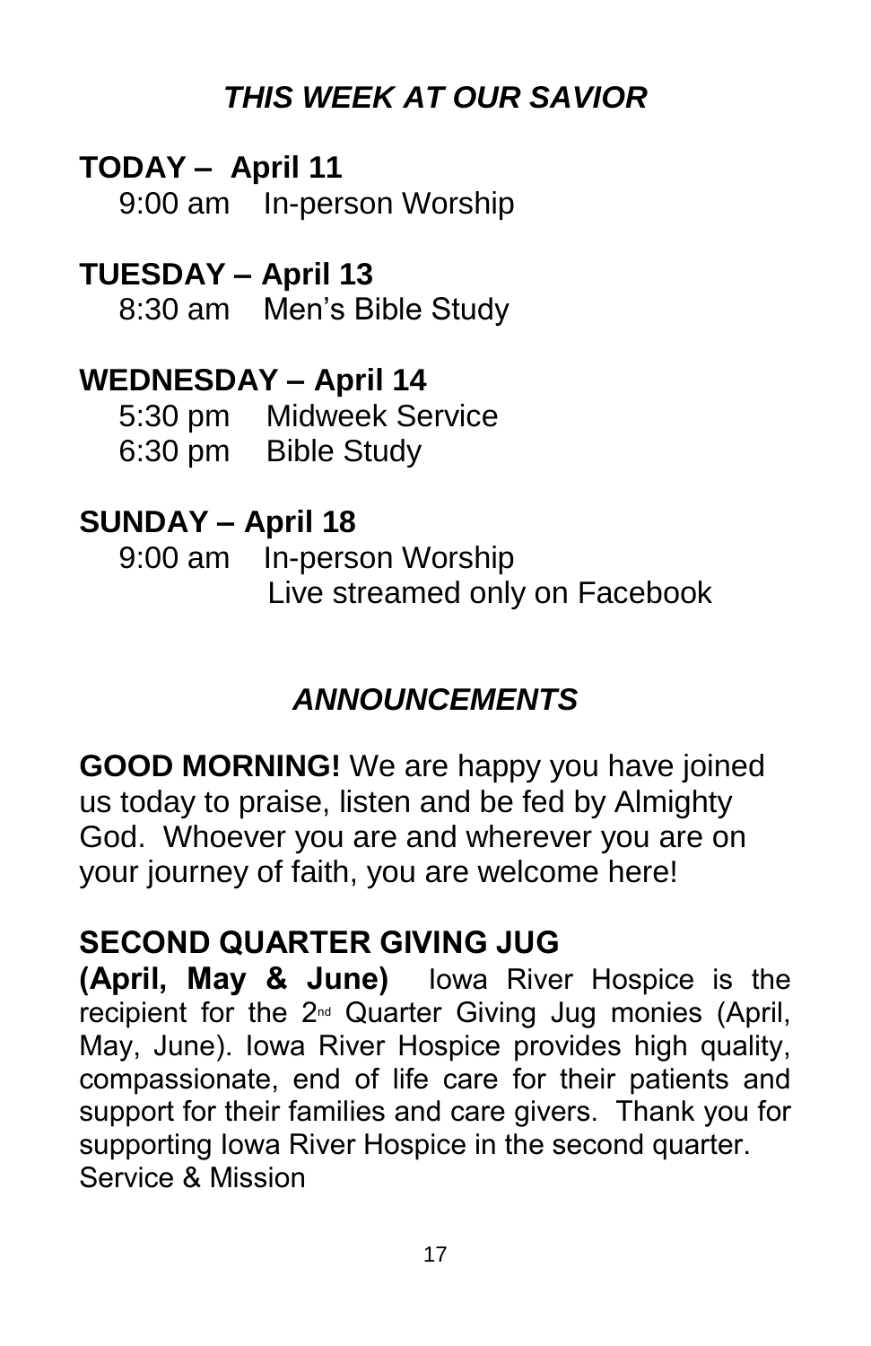## *THIS WEEK AT OUR SAVIOR*

**TODAY – April 11**

9:00 am In-person Worship

**TUESDAY – April 13**

8:30 am Men's Bible Study

**WEDNESDAY – April 14**

5:30 pm Midweek Service
6:30 pm Bible Study

**SUNDAY – April 18**

9:00 am In-person Worship
Live streamed only on Facebook

## *ANNOUNCEMENTS*

**GOOD MORNING!** We are happy you have joined us today to praise, listen and be fed by Almighty God. Whoever you are and wherever you are on your journey of faith, you are welcome here!

### SECOND QUARTER GIVING JUG

**(April, May & June)** Iowa River Hospice is the recipient for the 2nd Quarter Giving Jug monies (April, May, June). Iowa River Hospice provides high quality, compassionate, end of life care for their patients and support for their families and care givers. Thank you for supporting Iowa River Hospice in the second quarter.
Service & Mission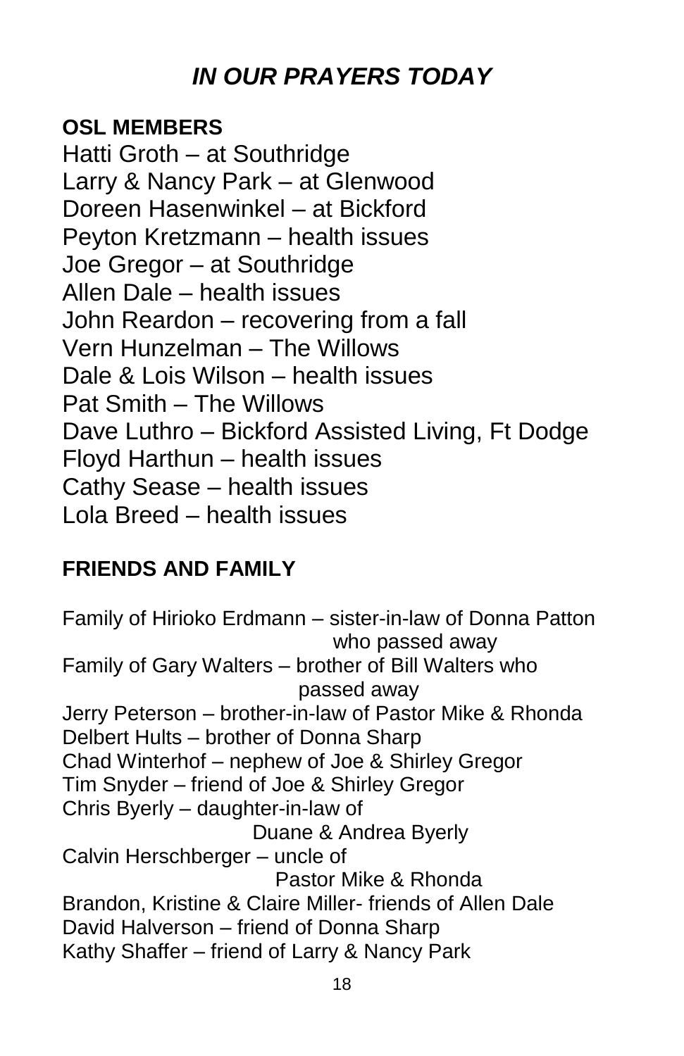# *IN OUR PRAYERS TODAY*

**OSL MEMBERS**

Hatti Groth – at Southridge
Larry & Nancy Park – at Glenwood
Doreen Hasenwinkel – at Bickford
Peyton Kretzmann – health issues
Joe Gregor – at Southridge
Allen Dale – health issues
John Reardon – recovering from a fall
Vern Hunzelman – The Willows
Dale & Lois Wilson – health issues
Pat Smith – The Willows
Dave Luthro – Bickford Assisted Living, Ft Dodge
Floyd Harthun – health issues
Cathy Sease – health issues
Lola Breed – health issues

**FRIENDS AND FAMILY**

Family of Hirioko Erdmann – sister-in-law of Donna Patton who passed away
Family of Gary Walters – brother of Bill Walters who passed away
Jerry Peterson – brother-in-law of Pastor Mike & Rhonda
Delbert Hults – brother of Donna Sharp
Chad Winterhof – nephew of Joe & Shirley Gregor
Tim Snyder – friend of Joe & Shirley Gregor
Chris Byerly – daughter-in-law of Duane & Andrea Byerly
Calvin Herschberger – uncle of Pastor Mike & Rhonda
Brandon, Kristine & Claire Miller- friends of Allen Dale
David Halverson – friend of Donna Sharp
Kathy Shaffer – friend of Larry & Nancy Park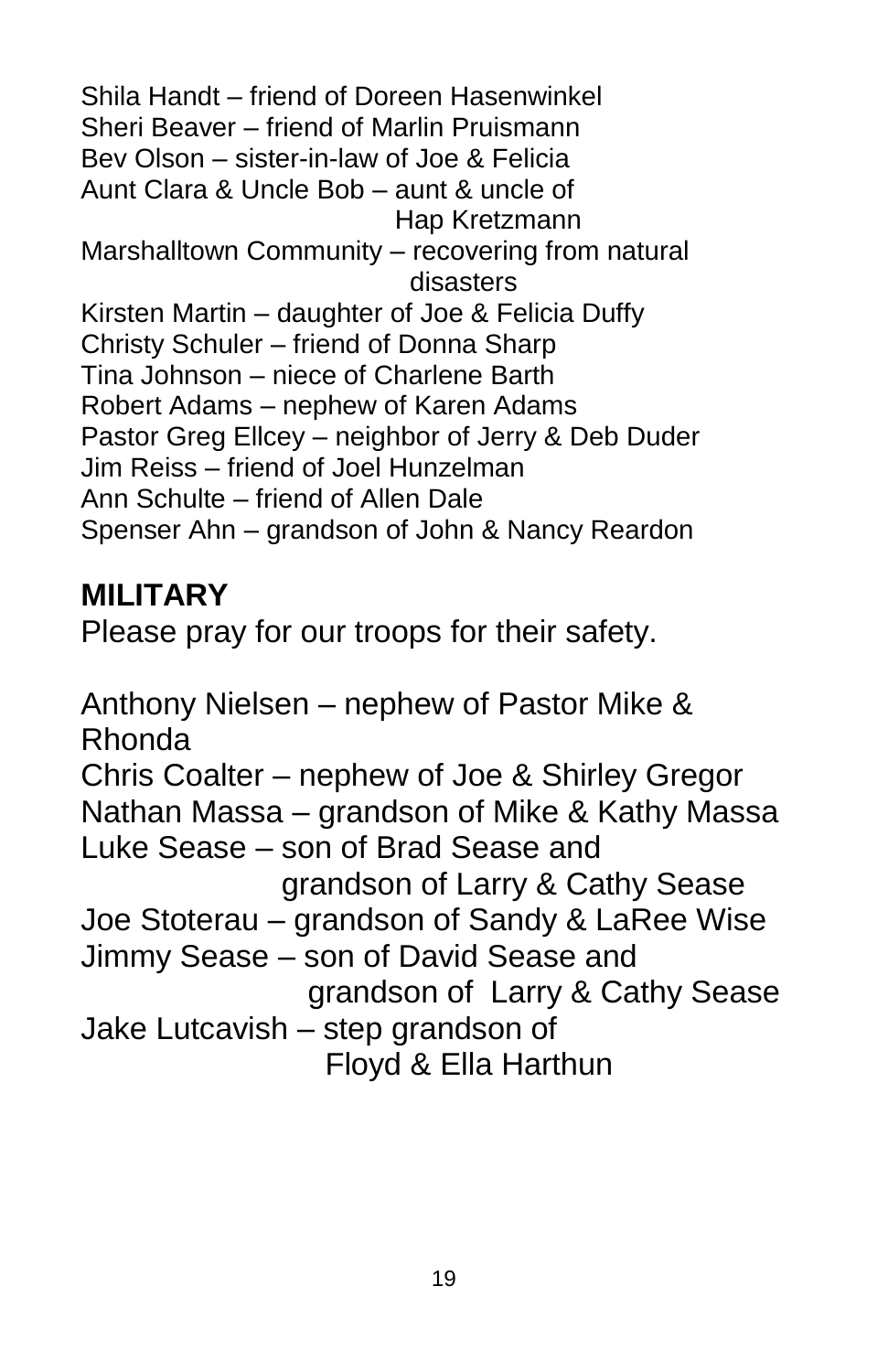Shila Handt – friend of Doreen Hasenwinkel
Sheri Beaver – friend of Marlin Pruismann
Bev Olson – sister-in-law of Joe & Felicia
Aunt Clara & Uncle Bob – aunt & uncle of Hap Kretzmann
Marshalltown Community – recovering from natural disasters
Kirsten Martin – daughter of Joe & Felicia Duffy
Christy Schuler – friend of Donna Sharp
Tina Johnson – niece of Charlene Barth
Robert Adams – nephew of Karen Adams
Pastor Greg Ellcey – neighbor of Jerry & Deb Duder
Jim Reiss – friend of Joel Hunzelman
Ann Schulte – friend of Allen Dale
Spenser Ahn – grandson of John & Nancy Reardon

## MILITARY

Please pray for our troops for their safety.

Anthony Nielsen – nephew of Pastor Mike & Rhonda
Chris Coalter – nephew of Joe & Shirley Gregor
Nathan Massa – grandson of Mike & Kathy Massa
Luke Sease – son of Brad Sease and grandson of Larry & Cathy Sease
Joe Stoterau – grandson of Sandy & LaRee Wise
Jimmy Sease – son of David Sease and grandson of Larry & Cathy Sease
Jake Lutcavish – step grandson of Floyd & Ella Harthun